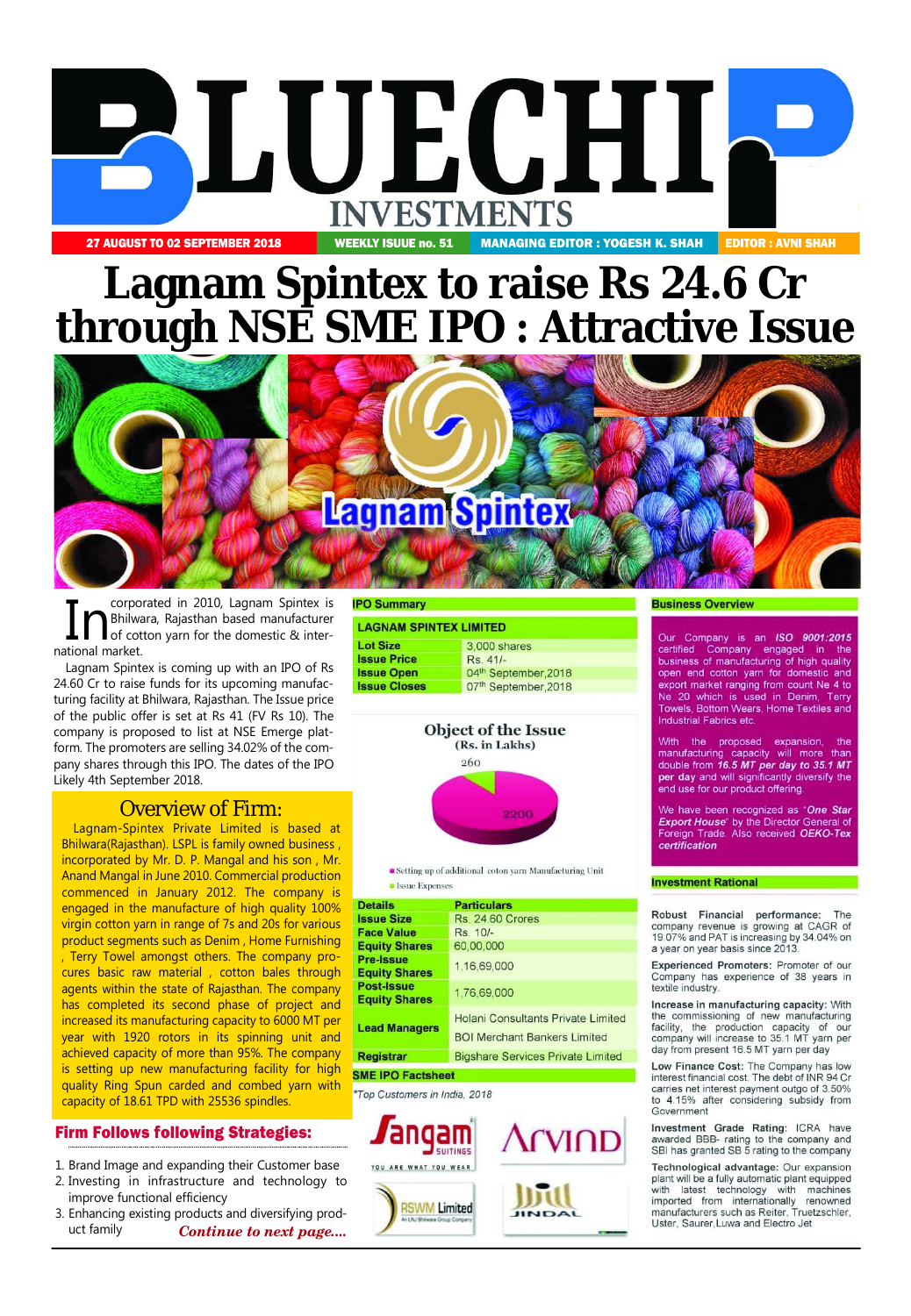# BLUECHIP INVESTMENTS

27 AUGUST TO 02 SEPTEMBER 2018 | WEEKLY ISSUE no. 51 | MANAGING EDITOR : YOGESH K. SHAH | EDITOR : AVNI SHAH

# Lagnam Spintex to raise Rs 24.6 Cr through NSE SME IPO : Attractive Issue

Incorporated in 2010, Lagnam Spintex is Bhilwara, Rajasthan based manufacturer of cotton yarn for the domestic & international market.

Lagnam Spintex is coming up with an IPO of Rs 24.60 Cr to raise funds for its upcoming manufacturing facility at Bhilwara, Rajasthan. The Issue price of the public offer is set at Rs 41 (FV Rs 10). The company is proposed to list at NSE Emerge platform. The promoters are selling 34.02% of the company shares through this IPO. The dates of the IPO Likely 4th September 2018.

## Overview of Firm:

Lagnam-Spintex Private Limited is based at Bhilwara(Rajasthan). LSPL is family owned business , incorporated by Mr. D. P. Mangal and his son , Mr. Anand Mangal in June 2010. Commercial production commenced in January 2012. The company is engaged in the manufacture of high quality 100% virgin cotton yarn in range of 7s and 20s for various product segments such as Denim , Home Furnishing , Terry Towel amongst others. The company procures basic raw material , cotton bales through agents within the state of Rajasthan. The company has completed its second phase of project and increased its manufacturing capacity to 6000 MT per year with 1920 rotors in its spinning unit and achieved capacity of more than 95%. The company is setting up new manufacturing facility for high quality Ring Spun carded and combed yarn with capacity of 18.61 TPD with 25536 spindles.

### Firm Follows following Strategies:

1. Brand Image and expanding their Customer base
2. Investing in infrastructure and technology to improve functional efficiency
3. Enhancing existing products and diversifying product family

*Continue to next page....*

### IPO Summary

| LAGNAM SPINTEX LIMITED | |
|---|---|
| Lot Size | 3,000 shares |
| Issue Price | Rs. 41/- |
| Issue Open | 04th September,2018 |
| Issue Closes | 07th September,2018 |

**Object of the Issue**
(Rs. in Lakhs)

- Setting up of additional coton yarn Manufacturing Unit: 2200
- Issue Expenses: 260

| Details | Particulars |
|---|---|
| Issue Size | Rs. 24.60 Crores |
| Face Value | Rs. 10/- |
| Equity Shares | 60,00,000 |
| Pre-Issue Equity Shares | 1,16,69,000 |
| Post-Issue Equity Shares | 1,76,69,000 |
| Lead Managers | Holani Consultants Private Limited<br>BOI Merchant Bankers Limited |
| Registrar | Bigshare Services Private Limited |

SME IPO Factsheet

*Top Customers in India, 2018

Sangam, Arvind, RSWM Limited, Jindal

### Business Overview

Our Company is an ***ISO 9001:2015*** certified Company engaged in the business of manufacturing of high quality open end cotton yarn for domestic and export market ranging from count Ne 4 to Ne 20 which is used in Denim, Terry Towels, Bottom Wears, Home Textiles and Industrial Fabrics etc.

With the proposed expansion, the manufacturing capacity will more than double from ***16.5 MT per day to 35.1 MT per day*** and will significantly diversify the end use for our product offering.

We have been recognized as "***One Star Export House***" by the Director General of Foreign Trade. Also received ***OEKO-Tex certification***

### Investment Rational

**Robust Financial performance:** The company revenue is growing at CAGR of 19.07% and PAT is increasing by 34.04% on a year on year basis since 2013.

**Experienced Promoters:** Promoter of our Company has experience of 38 years in textile industry.

**Increase in manufacturing capacity:** With the commissioning of new manufacturing facility, the production capacity of our company will increase to 35.1 MT yarn per day from present 16.5 MT yarn per day

**Low Finance Cost:** The Company has low interest financial cost. The debt of INR 94 Cr carries net interest payment outgo of 3.50% to 4.15% after considering subsidy from Government

**Investment Grade Rating:** ICRA have awarded BBB- rating to the company and SBI has granted SB 5 rating to the company

**Technological advantage:** Our expansion plant will be a fully automatic plant equipped with latest technology with machines imported from internationally renowned manufacturers such as Reiter, Truetzschler, Uster, Saurer,Luwa and Electro Jet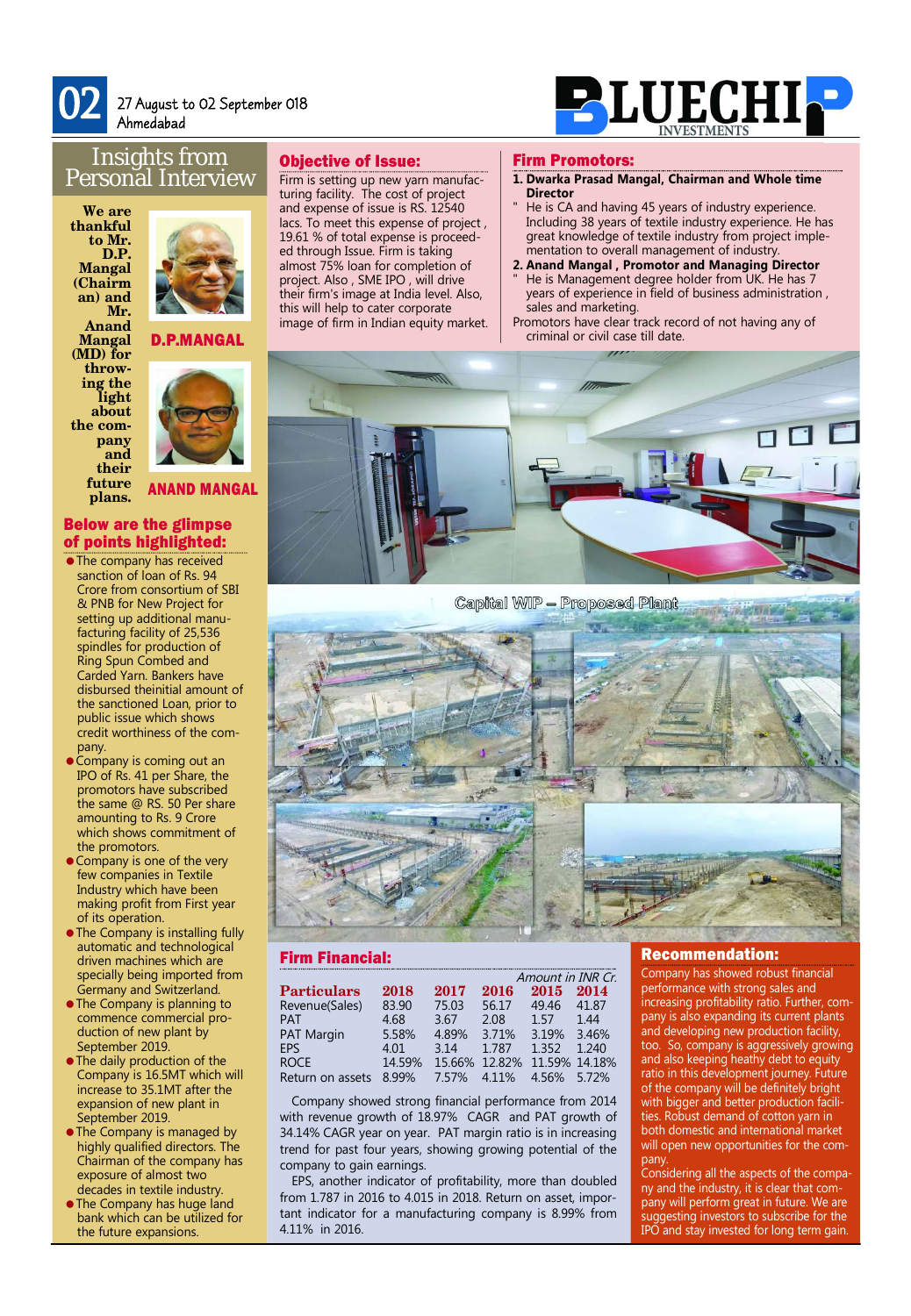# Insights from Personal Interview

**We are thankful to Mr. D.P. Mangal (Chairman) and Mr. Anand Mangal (MD) for throwing the light about the company and their future plans.**

D.P.MANGAL

ANAND MANGAL

## Below are the glimpse of points highlighted:

- The company has received sanction of loan of Rs. 94 Crore from consortium of SBI & PNB for New Project for setting up additional manufacturing facility of 25,536 spindles for production of Ring Spun Combed and Carded Yarn. Bankers have disbursed theinitial amount of the sanctioned Loan, prior to public issue which shows credit worthiness of the company.
- Company is coming out an IPO of Rs. 41 per Share, the promotors have subscribed the same @ RS. 50 Per share amounting to Rs. 9 Crore which shows commitment of the promotors.
- Company is one of the very few companies in Textile Industry which have been making profit from First year of its operation.
- The Company is installing fully automatic and technological driven machines which are specially being imported from Germany and Switzerland.
- The Company is planning to commence commercial production of new plant by September 2019.
- The daily production of the Company is 16.5MT which will increase to 35.1MT after the expansion of new plant in September 2019.
- The Company is managed by highly qualified directors. The Chairman of the company has exposure of almost two decades in textile industry.
- The Company has huge land bank which can be utilized for the future expansions.

## Objective of Issue:

Firm is setting up new yarn manufacturing facility. The cost of project and expense of issue is RS. 12540 lacs. To meet this expense of project , 19.61 % of total expense is proceeded through Issue. Firm is taking almost 75% loan for completion of project. Also , SME IPO , will drive their firm's image at India level. Also, this will help to cater corporate image of firm in Indian equity market.

## Firm Promotors:

1. **Dwarka Prasad Mangal, Chairman and Whole time Director**
   " He is CA and having 45 years of industry experience. Including 38 years of textile industry experience. He has great knowledge of textile industry from project implementation to overall management of industry.
2. **Anand Mangal , Promotor and Managing Director**
   " He is Management degree holder from UK. He has 7 years of experience in field of business administration , sales and marketing.

Promotors have clear track record of not having any of criminal or civil case till date.

Capital WIP – Proposed Plant

## Firm Financial:

*Amount in INR Cr.*

| Particulars | 2018 | 2017 | 2016 | 2015 | 2014 |
|---|---|---|---|---|---|
| Revenue(Sales) | 83.90 | 75.03 | 56.17 | 49.46 | 41.87 |
| PAT | 4.68 | 3.67 | 2.08 | 1.57 | 1.44 |
| PAT Margin | 5.58% | 4.89% | 3.71% | 3.19% | 3.46% |
| EPS | 4.01 | 3.14 | 1.787 | 1.352 | 1.240 |
| ROCE | 14.59% | 15.66% | 12.82% | 11.59% | 14.18% |
| Return on assets | 8.99% | 7.57% | 4.11% | 4.56% | 5.72% |

Company showed strong financial performance from 2014 with revenue growth of 18.97% CAGR and PAT growth of 34.14% CAGR year on year. PAT margin ratio is in increasing trend for past four years, showing growing potential of the company to gain earnings.

EPS, another indicator of profitability, more than doubled from 1.787 in 2016 to 4.015 in 2018. Return on asset, important indicator for a manufacturing company is 8.99% from 4.11% in 2016.

## Recommendation:

Company has showed robust financial performance with strong sales and increasing profitability ratio. Further, company is also expanding its current plants and developing new production facility, too. So, company is aggressively growing and also keeping heathy debt to equity ratio in this development journey. Future of the company will be definitely bright with bigger and better production facilities. Robust demand of cotton yarn in both domestic and international market will open new opportunities for the company.

Considering all the aspects of the company and the industry, it is clear that company will perform great in future. We are suggesting investors to subscribe for the IPO and stay invested for long term gain.